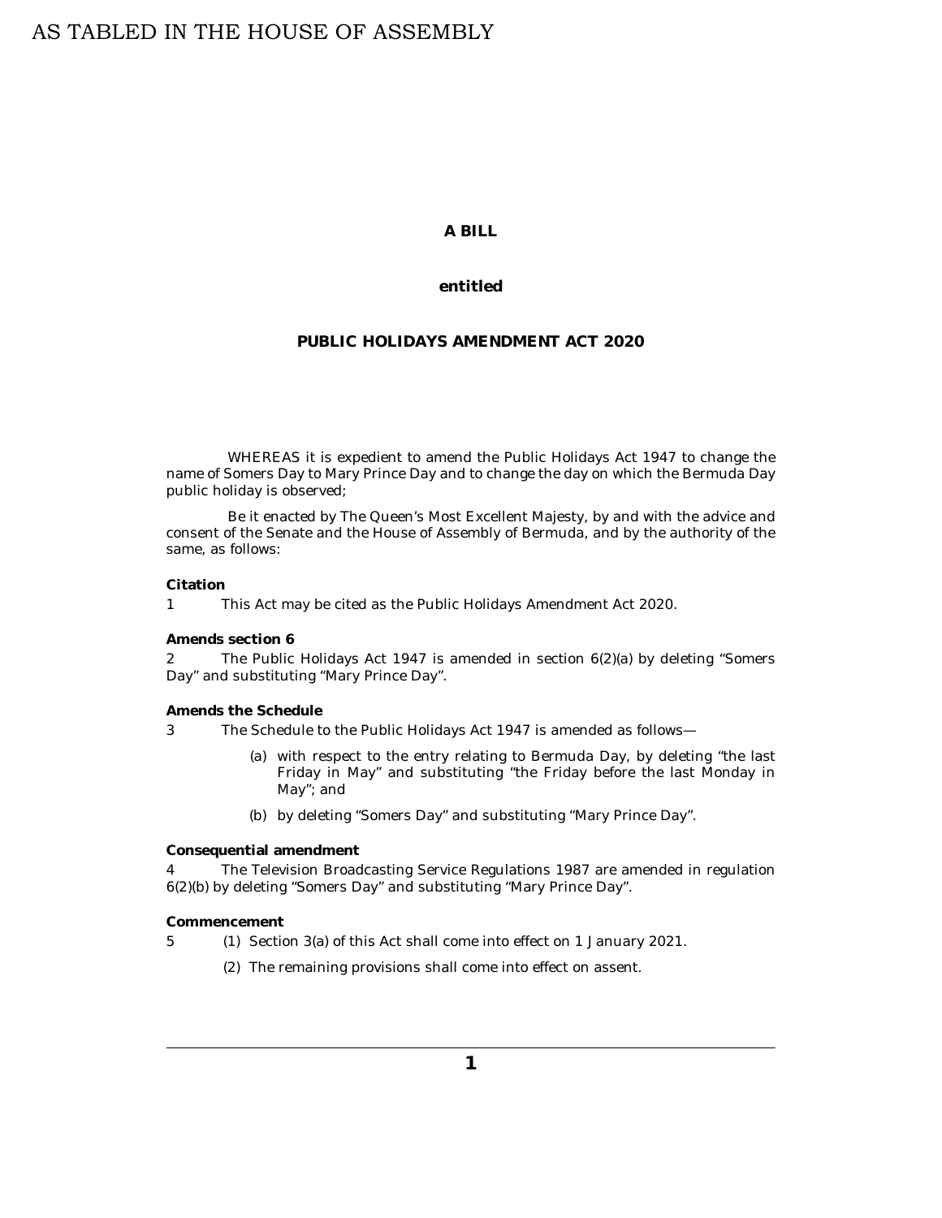AS TABLED IN THE HOUSE OF ASSEMBLY

**A BILL**

**entitled**

**PUBLIC HOLIDAYS AMENDMENT ACT 2020**

WHEREAS it is expedient to amend the Public Holidays Act 1947 to change the name of Somers Day to Mary Prince Day and to change the day on which the Bermuda Day public holiday is observed;

Be it enacted by The Queen's Most Excellent Majesty, by and with the advice and consent of the Senate and the House of Assembly of Bermuda, and by the authority of the same, as follows:

**Citation**

1 This Act may be cited as the Public Holidays Amendment Act 2020.

**Amends section 6**

2 The Public Holidays Act 1947 is amended in section 6(2)(a) by deleting "Somers Day" and substituting "Mary Prince Day".

**Amends the Schedule**

3 The Schedule to the Public Holidays Act 1947 is amended as follows—

(a) with respect to the entry relating to Bermuda Day, by deleting "the last Friday in May" and substituting "the Friday before the last Monday in May"; and

(b) by deleting "Somers Day" and substituting "Mary Prince Day".

**Consequential amendment**

4 The Television Broadcasting Service Regulations 1987 are amended in regulation 6(2)(b) by deleting "Somers Day" and substituting "Mary Prince Day".

**Commencement**

5 (1) Section 3(a) of this Act shall come into effect on 1 January 2021.

(2) The remaining provisions shall come into effect on assent.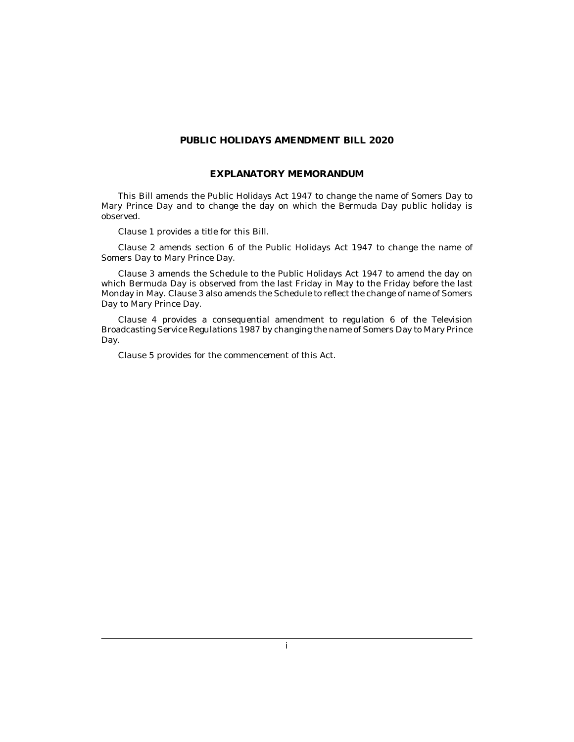# PUBLIC HOLIDAYS AMENDMENT BILL 2020

## EXPLANATORY MEMORANDUM

This Bill amends the Public Holidays Act 1947 to change the name of Somers Day to Mary Prince Day and to change the day on which the Bermuda Day public holiday is observed.

Clause 1 provides a title for this Bill.

Clause 2 amends section 6 of the Public Holidays Act 1947 to change the name of Somers Day to Mary Prince Day.

Clause 3 amends the Schedule to the Public Holidays Act 1947 to amend the day on which Bermuda Day is observed from the last Friday in May to the Friday before the last Monday in May. Clause 3 also amends the Schedule to reflect the change of name of Somers Day to Mary Prince Day.

Clause 4 provides a consequential amendment to regulation 6 of the Television Broadcasting Service Regulations 1987 by changing the name of Somers Day to Mary Prince Day.

Clause 5 provides for the commencement of this Act.